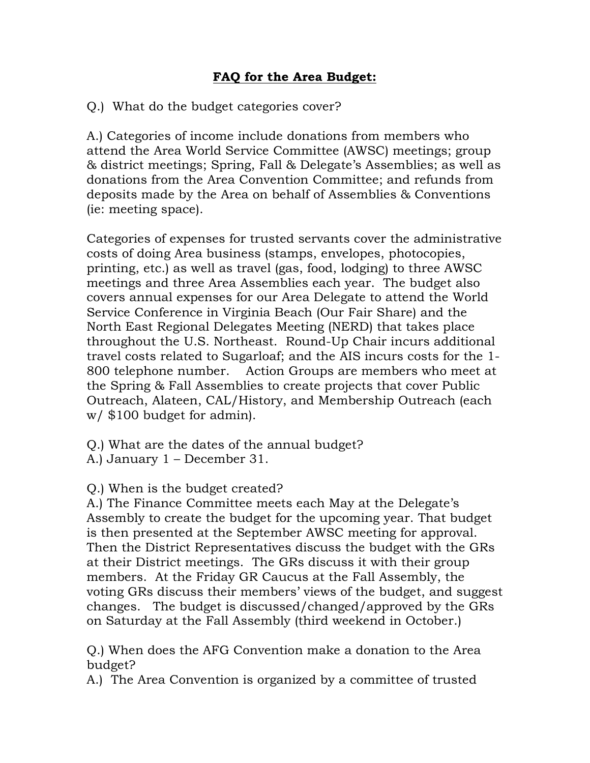# **FAQ for the Area Budget:**

Q.) What do the budget categories cover?

A.) Categories of income include donations from members who attend the Area World Service Committee (AWSC) meetings; group & district meetings; Spring, Fall & Delegate's Assemblies; as well as donations from the Area Convention Committee; and refunds from deposits made by the Area on behalf of Assemblies & Conventions (ie: meeting space).

Categories of expenses for trusted servants cover the administrative costs of doing Area business (stamps, envelopes, photocopies, printing, etc.) as well as travel (gas, food, lodging) to three AWSC meetings and three Area Assemblies each year. The budget also covers annual expenses for our Area Delegate to attend the World Service Conference in Virginia Beach (Our Fair Share) and the North East Regional Delegates Meeting (NERD) that takes place throughout the U.S. Northeast. Round-Up Chair incurs additional travel costs related to Sugarloaf; and the AIS incurs costs for the 1-800 telephone number. Action Groups are members who meet at the Spring & Fall Assemblies to create projects that cover Public Outreach, Alateen, CAL/History, and Membership Outreach (each w/ $100 budget for admin).

Q.) What are the dates of the annual budget?
A.) January 1 – December 31.

Q.) When is the budget created?
A.) The Finance Committee meets each May at the Delegate's Assembly to create the budget for the upcoming year. That budget is then presented at the September AWSC meeting for approval. Then the District Representatives discuss the budget with the GRs at their District meetings. The GRs discuss it with their group members. At the Friday GR Caucus at the Fall Assembly, the voting GRs discuss their members' views of the budget, and suggest changes. The budget is discussed/changed/approved by the GRs on Saturday at the Fall Assembly (third weekend in October.)

Q.) When does the AFG Convention make a donation to the Area budget?
A.) The Area Convention is organized by a committee of trusted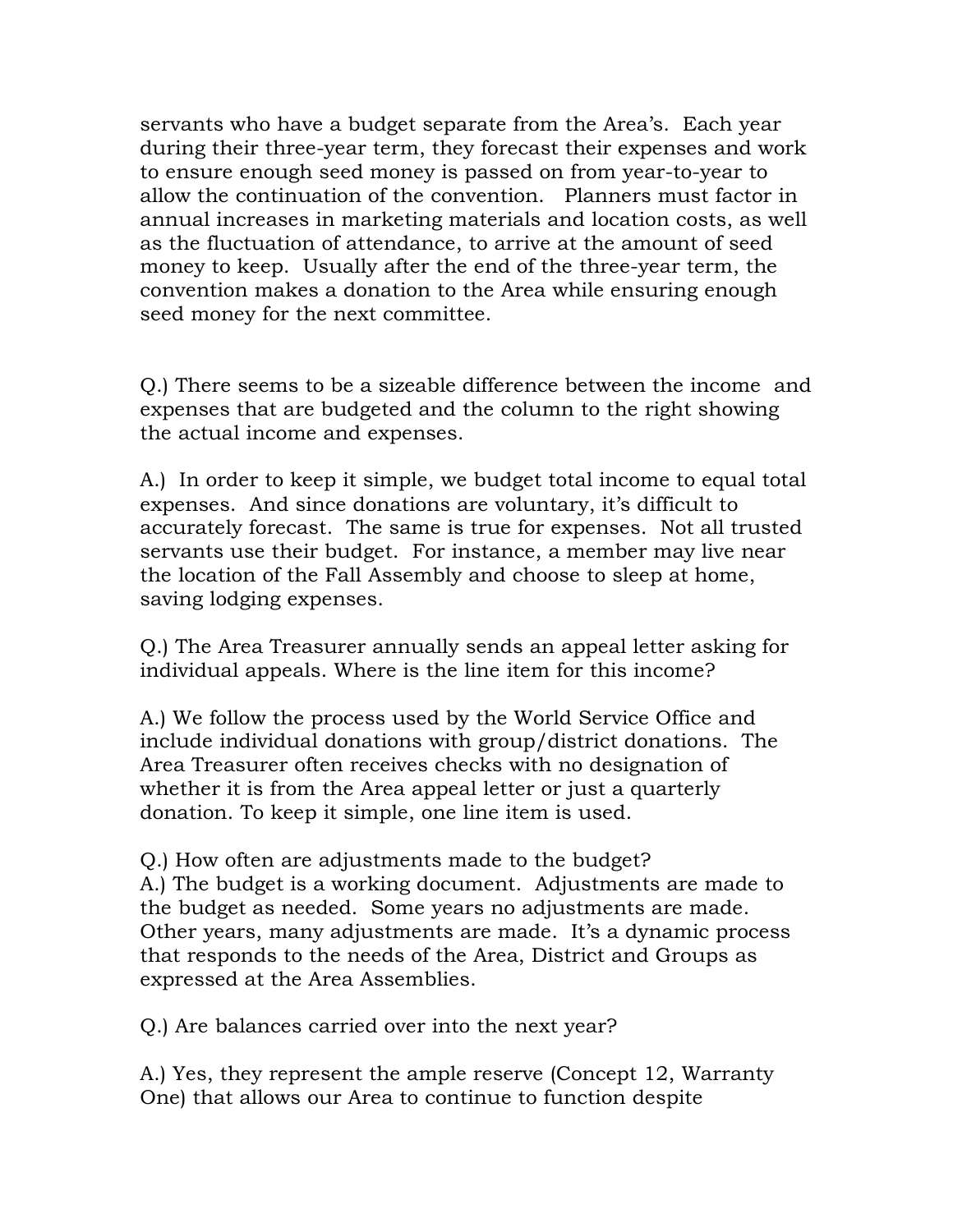servants who have a budget separate from the Area's. Each year during their three-year term, they forecast their expenses and work to ensure enough seed money is passed on from year-to-year to allow the continuation of the convention. Planners must factor in annual increases in marketing materials and location costs, as well as the fluctuation of attendance, to arrive at the amount of seed money to keep. Usually after the end of the three-year term, the convention makes a donation to the Area while ensuring enough seed money for the next committee.

Q.) There seems to be a sizeable difference between the income and expenses that are budgeted and the column to the right showing the actual income and expenses.

A.) In order to keep it simple, we budget total income to equal total expenses. And since donations are voluntary, it's difficult to accurately forecast. The same is true for expenses. Not all trusted servants use their budget. For instance, a member may live near the location of the Fall Assembly and choose to sleep at home, saving lodging expenses.

Q.) The Area Treasurer annually sends an appeal letter asking for individual appeals. Where is the line item for this income?

A.) We follow the process used by the World Service Office and include individual donations with group/district donations. The Area Treasurer often receives checks with no designation of whether it is from the Area appeal letter or just a quarterly donation. To keep it simple, one line item is used.

Q.) How often are adjustments made to the budget?

A.) The budget is a working document. Adjustments are made to the budget as needed. Some years no adjustments are made. Other years, many adjustments are made. It's a dynamic process that responds to the needs of the Area, District and Groups as expressed at the Area Assemblies.

Q.) Are balances carried over into the next year?

A.) Yes, they represent the ample reserve (Concept 12, Warranty One) that allows our Area to continue to function despite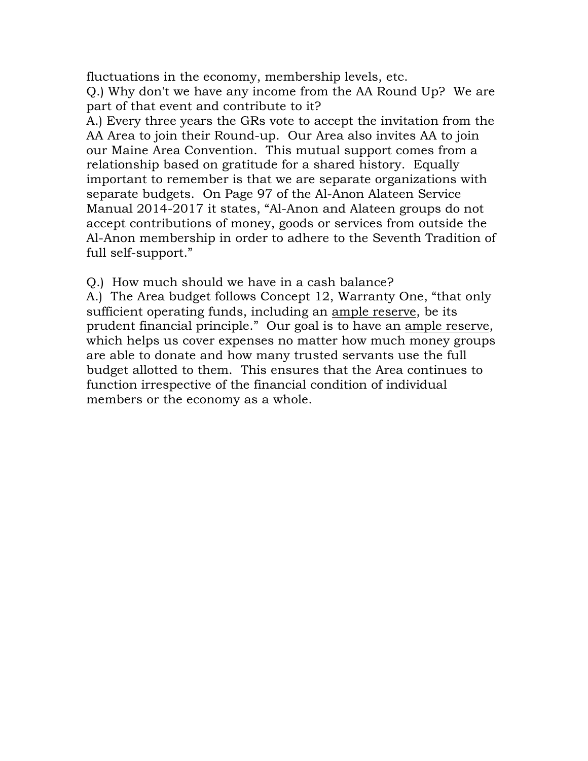fluctuations in the economy, membership levels, etc.

Q.) Why don't we have any income from the AA Round Up? We are part of that event and contribute to it?

A.) Every three years the GRs vote to accept the invitation from the AA Area to join their Round-up. Our Area also invites AA to join our Maine Area Convention. This mutual support comes from a relationship based on gratitude for a shared history. Equally important to remember is that we are separate organizations with separate budgets. On Page 97 of the Al-Anon Alateen Service Manual 2014-2017 it states, "Al-Anon and Alateen groups do not accept contributions of money, goods or services from outside the Al-Anon membership in order to adhere to the Seventh Tradition of full self-support."

Q.) How much should we have in a cash balance?

A.) The Area budget follows Concept 12, Warranty One, "that only sufficient operating funds, including an <u>ample reserve</u>, be its prudent financial principle." Our goal is to have an <u>ample reserve</u>, which helps us cover expenses no matter how much money groups are able to donate and how many trusted servants use the full budget allotted to them. This ensures that the Area continues to function irrespective of the financial condition of individual members or the economy as a whole.